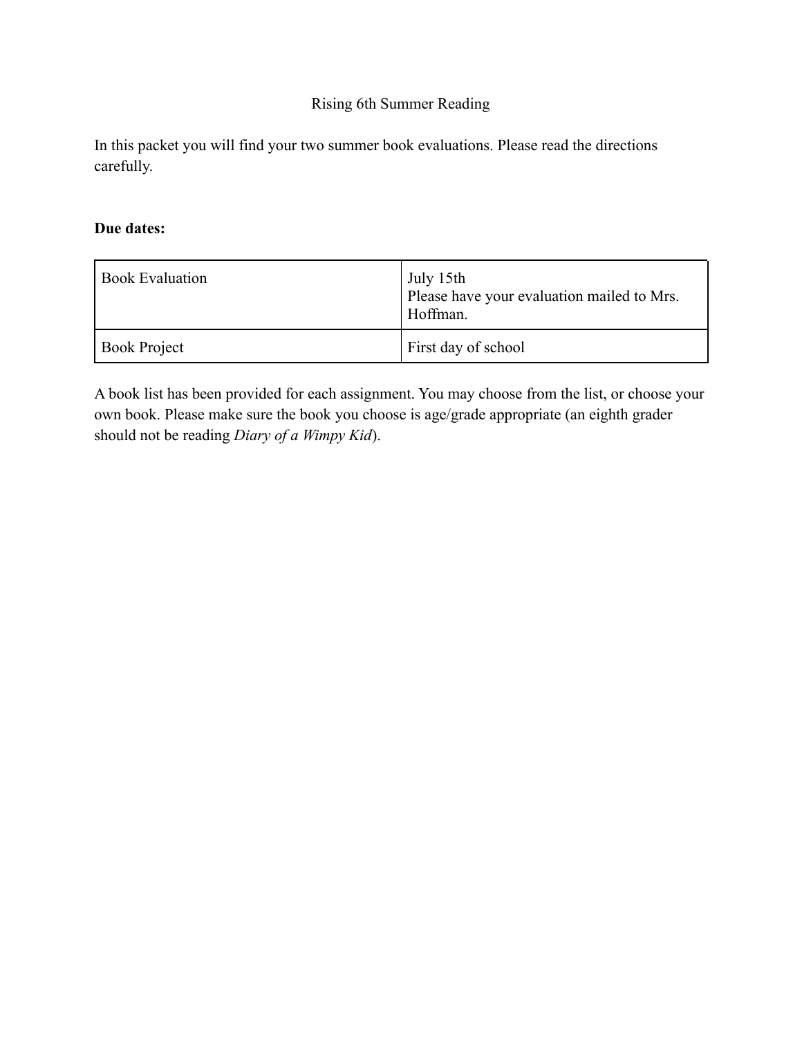# Rising 6th Summer Reading

In this packet you will find your two summer book evaluations. Please read the directions carefully.

**Due dates:**

| Book Evaluation | July 15th<br>Please have your evaluation mailed to Mrs. Hoffman. |
|---|---|
| Book Project | First day of school |

A book list has been provided for each assignment. You may choose from the list, or choose your own book. Please make sure the book you choose is age/grade appropriate (an eighth grader should not be reading *Diary of a Wimpy Kid*).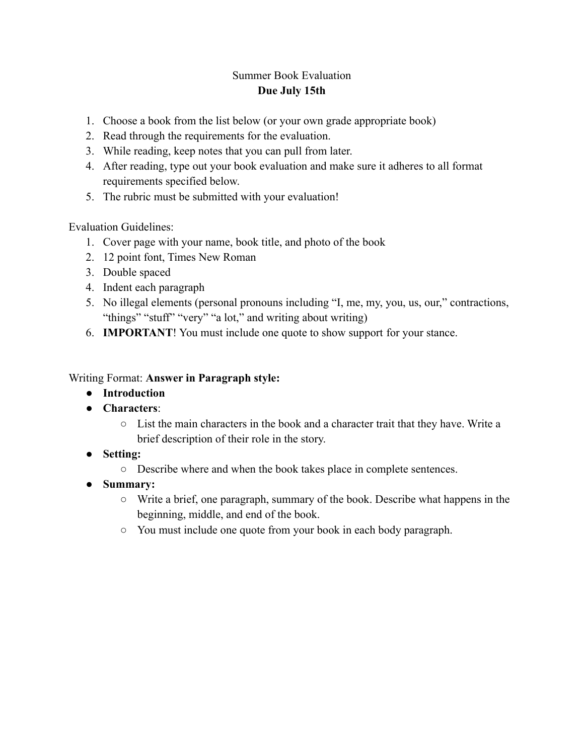# Summer Book Evaluation

## **Due July 15th**

1. Choose a book from the list below (or your own grade appropriate book)
2. Read through the requirements for the evaluation.
3. While reading, keep notes that you can pull from later.
4. After reading, type out your book evaluation and make sure it adheres to all format requirements specified below.
5. The rubric must be submitted with your evaluation!

Evaluation Guidelines:

1. Cover page with your name, book title, and photo of the book
2. 12 point font, Times New Roman
3. Double spaced
4. Indent each paragraph
5. No illegal elements (personal pronouns including "I, me, my, you, us, our," contractions, "things" "stuff" "very" "a lot," and writing about writing)
6. **IMPORTANT**! You must include one quote to show support for your stance.

Writing Format: **Answer in Paragraph style:**

- **Introduction**
- **Characters**:
  - List the main characters in the book and a character trait that they have. Write a brief description of their role in the story.
- **Setting:**
  - Describe where and when the book takes place in complete sentences.
- **Summary:**
  - Write a brief, one paragraph, summary of the book. Describe what happens in the beginning, middle, and end of the book.
  - You must include one quote from your book in each body paragraph.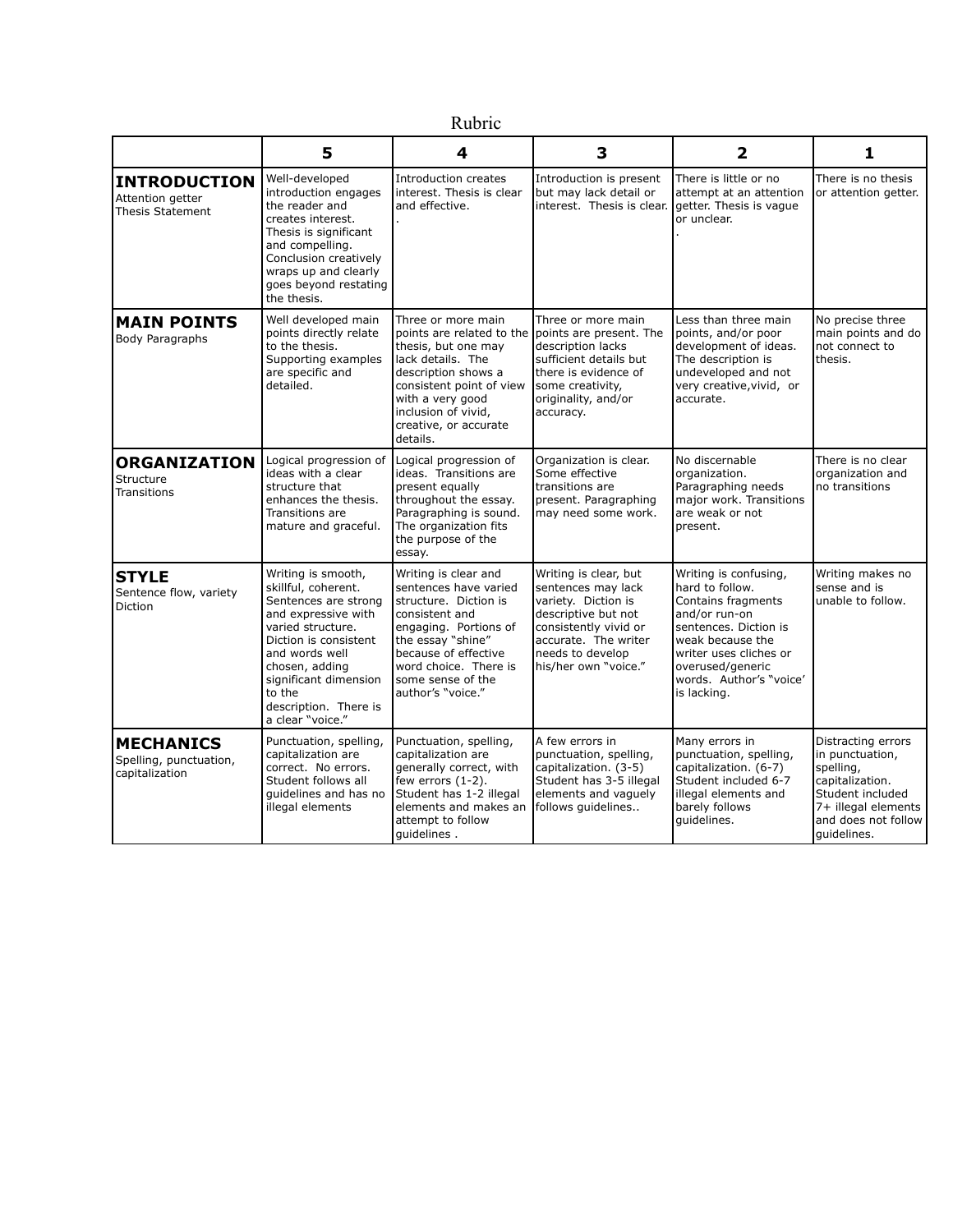# Rubric

| | 5 | 4 | 3 | 2 | 1 |
|---|---|---|---|---|---|
| **INTRODUCTION** Attention getter Thesis Statement | Well-developed introduction engages the reader and creates interest. Thesis is significant and compelling. Conclusion creatively wraps up and clearly goes beyond restating the thesis. | Introduction creates interest. Thesis is clear and effective. . | Introduction is present but may lack detail or interest. Thesis is clear. | There is little or no attempt at an attention getter. Thesis is vague or unclear. . | There is no thesis or attention getter. |
| **MAIN POINTS** Body Paragraphs | Well developed main points directly relate to the thesis. Supporting examples are specific and detailed. | Three or more main points are related to the thesis, but one may lack details. The description shows a consistent point of view with a very good inclusion of vivid, creative, or accurate details. | Three or more main points are present. The description lacks sufficient details but there is evidence of some creativity, originality, and/or accuracy. | Less than three main points, and/or poor development of ideas. The description is undeveloped and not very creative,vivid, or accurate. | No precise three main points and do not connect to thesis. |
| **ORGANIZATION** Structure Transitions | Logical progression of ideas with a clear structure that enhances the thesis. Transitions are mature and graceful. | Logical progression of ideas. Transitions are present equally throughout the essay. Paragraphing is sound. The organization fits the purpose of the essay. | Organization is clear. Some effective transitions are present. Paragraphing may need some work. | No discernable organization. Paragraphing needs major work. Transitions are weak or not present. | There is no clear organization and no transitions |
| **STYLE** Sentence flow, variety Diction | Writing is smooth, skillful, coherent. Sentences are strong and expressive with varied structure. Diction is consistent and words well chosen, adding significant dimension to the description. There is a clear "voice." | Writing is clear and sentences have varied structure. Diction is consistent and engaging. Portions of the essay "shine" because of effective word choice. There is some sense of the author's "voice." | Writing is clear, but sentences may lack variety. Diction is descriptive but not consistently vivid or accurate. The writer needs to develop his/her own "voice." | Writing is confusing, hard to follow. Contains fragments and/or run-on sentences. Diction is weak because the writer uses cliches or overused/generic words. Author's "voice' is lacking. | Writing makes no sense and is unable to follow. |
| **MECHANICS** Spelling, punctuation, capitalization | Punctuation, spelling, capitalization are correct. No errors. Student follows all guidelines and has no illegal elements | Punctuation, spelling, capitalization are generally correct, with few errors (1-2). Student has 1-2 illegal elements and makes an attempt to follow guidelines . | A few errors in punctuation, spelling, capitalization. (3-5) Student has 3-5 illegal elements and vaguely follows guidelines.. | Many errors in punctuation, spelling, capitalization. (6-7) Student included 6-7 illegal elements and barely follows guidelines. | Distracting errors in punctuation, spelling, capitalization. Student included 7+ illegal elements and does not follow guidelines. |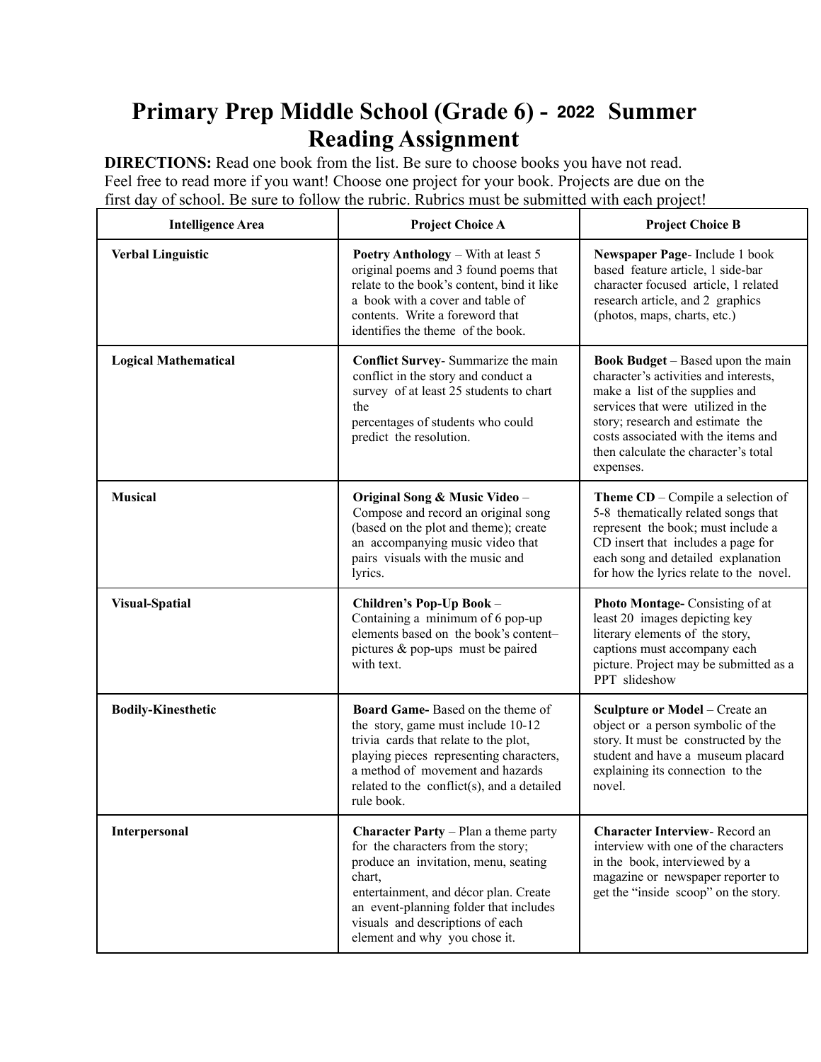# Primary Prep Middle School (Grade 6) - 2022 Summer Reading Assignment

**DIRECTIONS:** Read one book from the list. Be sure to choose books you have not read. Feel free to read more if you want! Choose one project for your book. Projects are due on the first day of school. Be sure to follow the rubric. Rubrics must be submitted with each project!

| Intelligence Area | Project Choice A | Project Choice B |
|---|---|---|
| **Verbal Linguistic** | **Poetry Anthology** – With at least 5 original poems and 3 found poems that relate to the book's content, bind it like a book with a cover and table of contents. Write a foreword that identifies the theme of the book. | **Newspaper Page**- Include 1 book based feature article, 1 side-bar character focused article, 1 related research article, and 2 graphics (photos, maps, charts, etc.) |
| **Logical Mathematical** | **Conflict Survey**- Summarize the main conflict in the story and conduct a survey of at least 25 students to chart the percentages of students who could predict the resolution. | **Book Budget** – Based upon the main character's activities and interests, make a list of the supplies and services that were utilized in the story; research and estimate the costs associated with the items and then calculate the character's total expenses. |
| **Musical** | **Original Song & Music Video** – Compose and record an original song (based on the plot and theme); create an accompanying music video that pairs visuals with the music and lyrics. | **Theme CD** – Compile a selection of 5-8 thematically related songs that represent the book; must include a CD insert that includes a page for each song and detailed explanation for how the lyrics relate to the novel. |
| **Visual-Spatial** | **Children's Pop-Up Book** – Containing a minimum of 6 pop-up elements based on the book's content– pictures & pop-ups must be paired with text. | **Photo Montage-** Consisting of at least 20 images depicting key literary elements of the story, captions must accompany each picture. Project may be submitted as a PPT slideshow |
| **Bodily-Kinesthetic** | **Board Game-** Based on the theme of the story, game must include 10-12 trivia cards that relate to the plot, playing pieces representing characters, a method of movement and hazards related to the conflict(s), and a detailed rule book. | **Sculpture or Model** – Create an object or a person symbolic of the story. It must be constructed by the student and have a museum placard explaining its connection to the novel. |
| **Interpersonal** | **Character Party** – Plan a theme party for the characters from the story; produce an invitation, menu, seating chart, entertainment, and décor plan. Create an event-planning folder that includes visuals and descriptions of each element and why you chose it. | **Character Interview**- Record an interview with one of the characters in the book, interviewed by a magazine or newspaper reporter to get the "inside scoop" on the story. |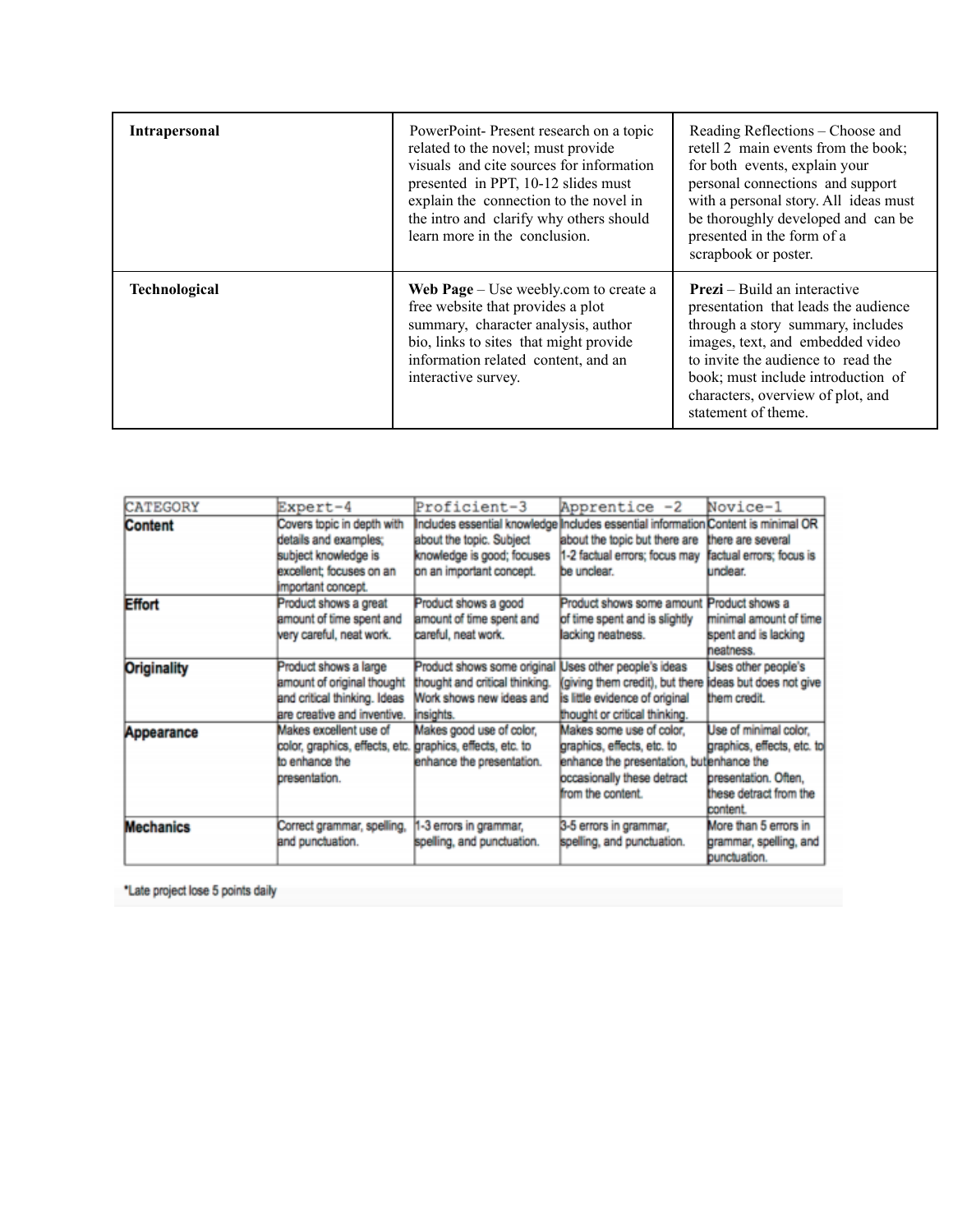| **Intrapersonal** | PowerPoint- Present research on a topic related to the novel; must provide visuals and cite sources for information presented in PPT, 10-12 slides must explain the connection to the novel in the intro and clarify why others should learn more in the conclusion. | Reading Reflections – Choose and retell 2 main events from the book; for both events, explain your personal connections and support with a personal story. All ideas must be thoroughly developed and can be presented in the form of a scrapbook or poster. |
|---|---|---|
| **Technological** | **Web Page** – Use weebly.com to create a free website that provides a plot summary, character analysis, author bio, links to sites that might provide information related content, and an interactive survey. | **Prezi** – Build an interactive presentation that leads the audience through a story summary, includes images, text, and embedded video to invite the audience to read the book; must include introduction of characters, overview of plot, and statement of theme. |

| CATEGORY | Expert-4 | Proficient-3 | Apprentice -2 | Novice-1 |
|---|---|---|---|---|
| **Content** | Covers topic in depth with details and examples; subject knowledge is excellent; focuses on an important concept. | Includes essential knowledge about the topic. Subject knowledge is good; focuses on an important concept. | Includes essential information about the topic but there are 1-2 factual errors; focus may be unclear. | Content is minimal OR there are several factual errors; focus is unclear. |
| **Effort** | Product shows a great amount of time spent and very careful, neat work. | Product shows a good amount of time spent and careful, neat work. | Product shows some amount of time spent and is slightly lacking neatness. | Product shows a minimal amount of time spent and is lacking neatness. |
| **Originality** | Product shows a large amount of original thought and critical thinking. Ideas are creative and inventive. | Product shows some original thought and critical thinking. Work shows new ideas and insights. | Uses other people's ideas (giving them credit), but there is little evidence of original thought or critical thinking. | Uses other people's ideas but does not give them credit. |
| **Appearance** | Makes excellent use of color, graphics, effects, etc. to enhance the presentation. | Makes good use of color, graphics, effects, etc. to enhance the presentation. | Makes some use of color, graphics, effects, etc. to enhance the presentation, but occasionally these detract from the content. | Use of minimal color, graphics, effects, etc. to enhance the presentation. Often, these detract from the content. |
| **Mechanics** | Correct grammar, spelling, and punctuation. | 1-3 errors in grammar, spelling, and punctuation. | 3-5 errors in grammar, spelling, and punctuation. | More than 5 errors in grammar, spelling, and punctuation. |

*Late project lose 5 points daily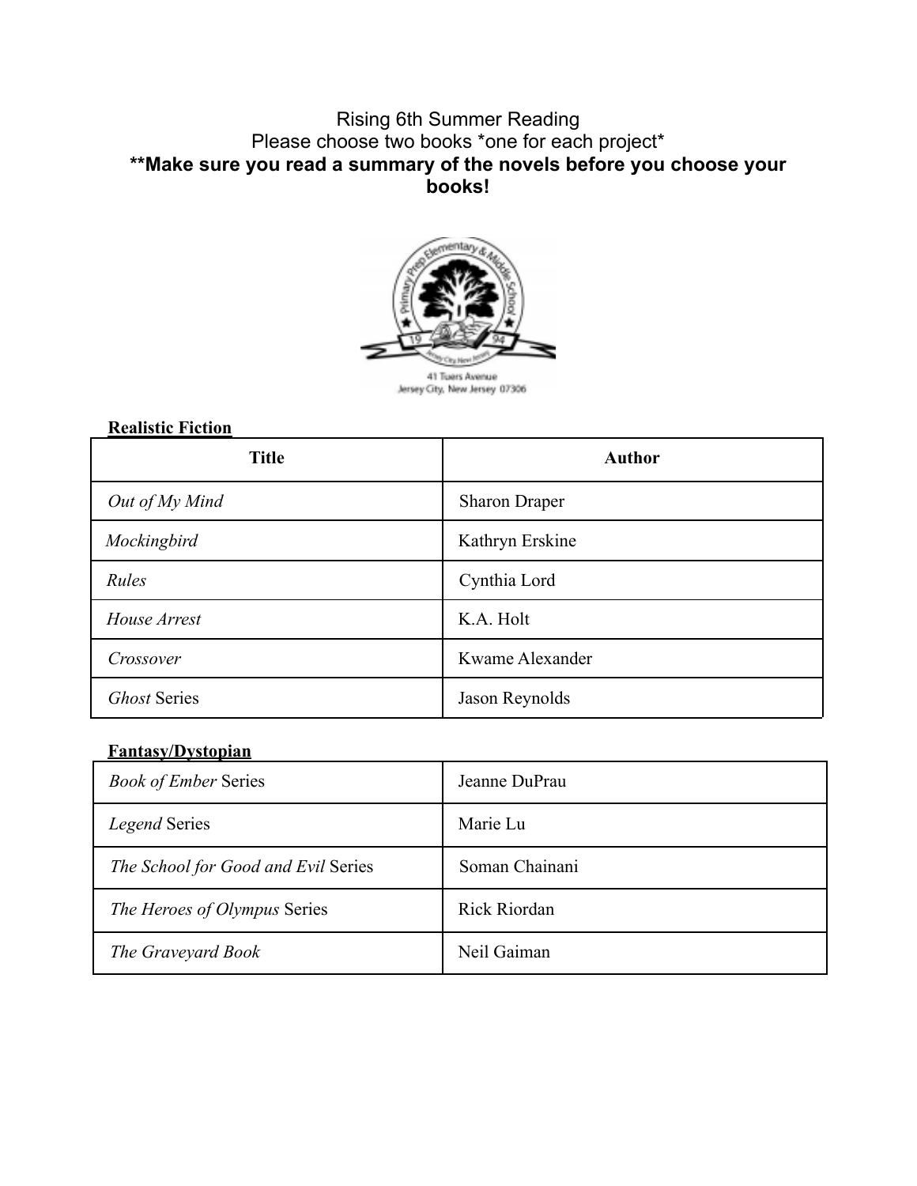Rising 6th Summer Reading

Please choose two books *one for each project*

**Make sure you read a summary of the novels before you choose your books!**

Primary Prep Elementary & Middle School

19 94

Jersey City, New Jersey

41 Tuers Avenue
Jersey City, New Jersey 07306

**Realistic Fiction**

| Title | Author |
|---|---|
| *Out of My Mind* | Sharon Draper |
| *Mockingbird* | Kathryn Erskine |
| *Rules* | Cynthia Lord |
| *House Arrest* | K.A. Holt |
| *Crossover* | Kwame Alexander |
| *Ghost* Series | Jason Reynolds |

**Fantasy/Dystopian**

| | |
|---|---|
| *Book of Ember* Series | Jeanne DuPrau |
| *Legend* Series | Marie Lu |
| *The School for Good and Evil* Series | Soman Chainani |
| *The Heroes of Olympus* Series | Rick Riordan |
| *The Graveyard Book* | Neil Gaiman |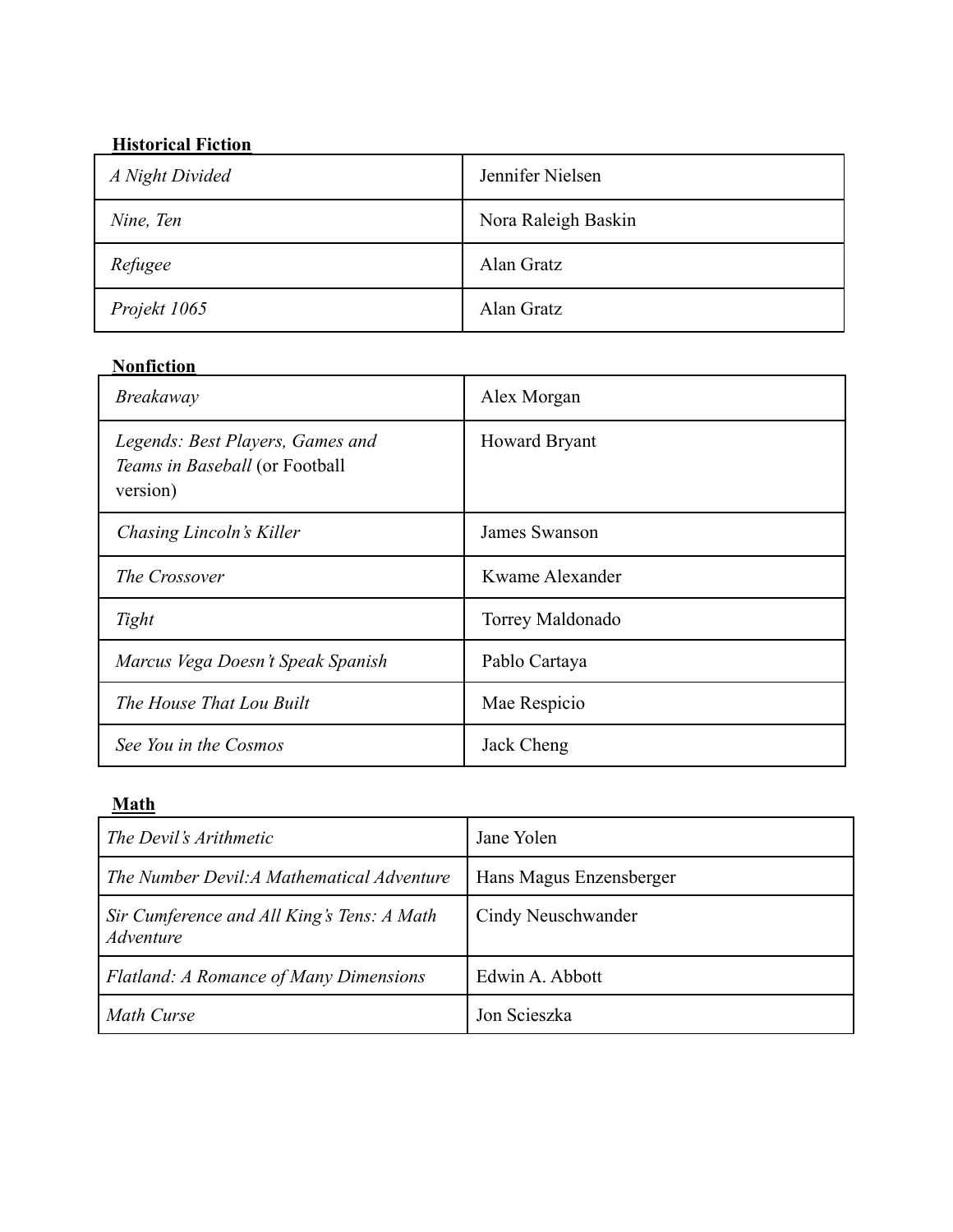**Historical Fiction**

| | |
|---|---|
| *A Night Divided* | Jennifer Nielsen |
| *Nine, Ten* | Nora Raleigh Baskin |
| *Refugee* | Alan Gratz |
| *Projekt 1065* | Alan Gratz |

**Nonfiction**

| | |
|---|---|
| *Breakaway* | Alex Morgan |
| *Legends: Best Players, Games and Teams in Baseball* (or Football version) | Howard Bryant |
| *Chasing Lincoln's Killer* | James Swanson |
| *The Crossover* | Kwame Alexander |
| *Tight* | Torrey Maldonado |
| *Marcus Vega Doesn't Speak Spanish* | Pablo Cartaya |
| *The House That Lou Built* | Mae Respicio |
| *See You in the Cosmos* | Jack Cheng |

**Math**

| | |
|---|---|
| *The Devil's Arithmetic* | Jane Yolen |
| *The Number Devil:A Mathematical Adventure* | Hans Magus Enzensberger |
| *Sir Cumference and All King's Tens: A Math Adventure* | Cindy Neuschwander |
| *Flatland: A Romance of Many Dimensions* | Edwin A. Abbott |
| *Math Curse* | Jon Scieszka |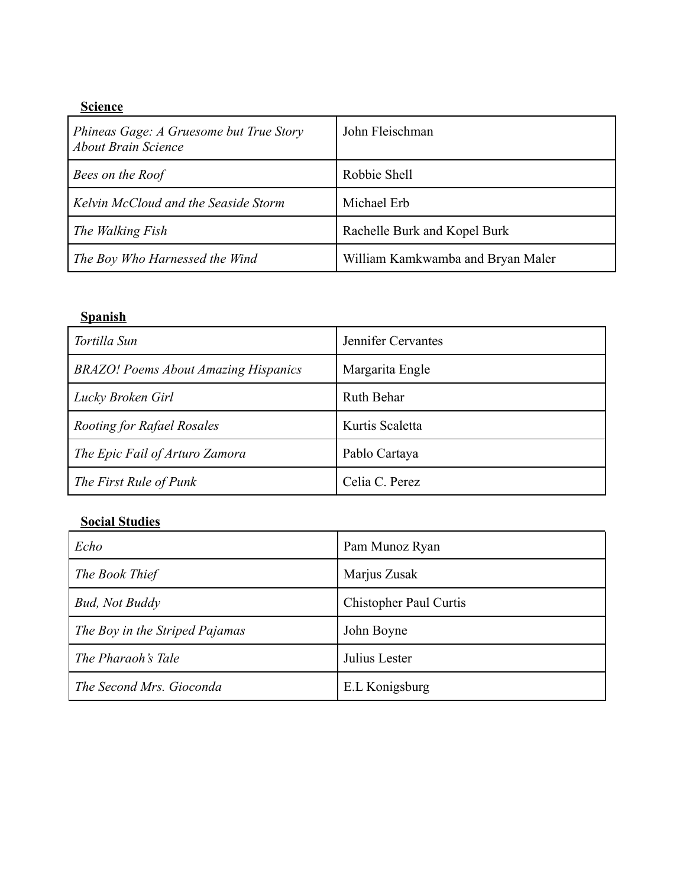**Science**

| | |
|---|---|
| *Phineas Gage: A Gruesome but True Story About Brain Science* | John Fleischman |
| *Bees on the Roof* | Robbie Shell |
| *Kelvin McCloud and the Seaside Storm* | Michael Erb |
| *The Walking Fish* | Rachelle Burk and Kopel Burk |
| *The Boy Who Harnessed the Wind* | William Kamkwamba and Bryan Maler |

**Spanish**

| | |
|---|---|
| *Tortilla Sun* | Jennifer Cervantes |
| *BRAZO! Poems About Amazing Hispanics* | Margarita Engle |
| *Lucky Broken Girl* | Ruth Behar |
| *Rooting for Rafael Rosales* | Kurtis Scaletta |
| *The Epic Fail of Arturo Zamora* | Pablo Cartaya |
| *The First Rule of Punk* | Celia C. Perez |

**Social Studies**

| | |
|---|---|
| *Echo* | Pam Munoz Ryan |
| *The Book Thief* | Marjus Zusak |
| *Bud, Not Buddy* | Chistopher Paul Curtis |
| *The Boy in the Striped Pajamas* | John Boyne |
| *The Pharaoh's Tale* | Julius Lester |
| *The Second Mrs. Gioconda* | E.L Konigsburg |